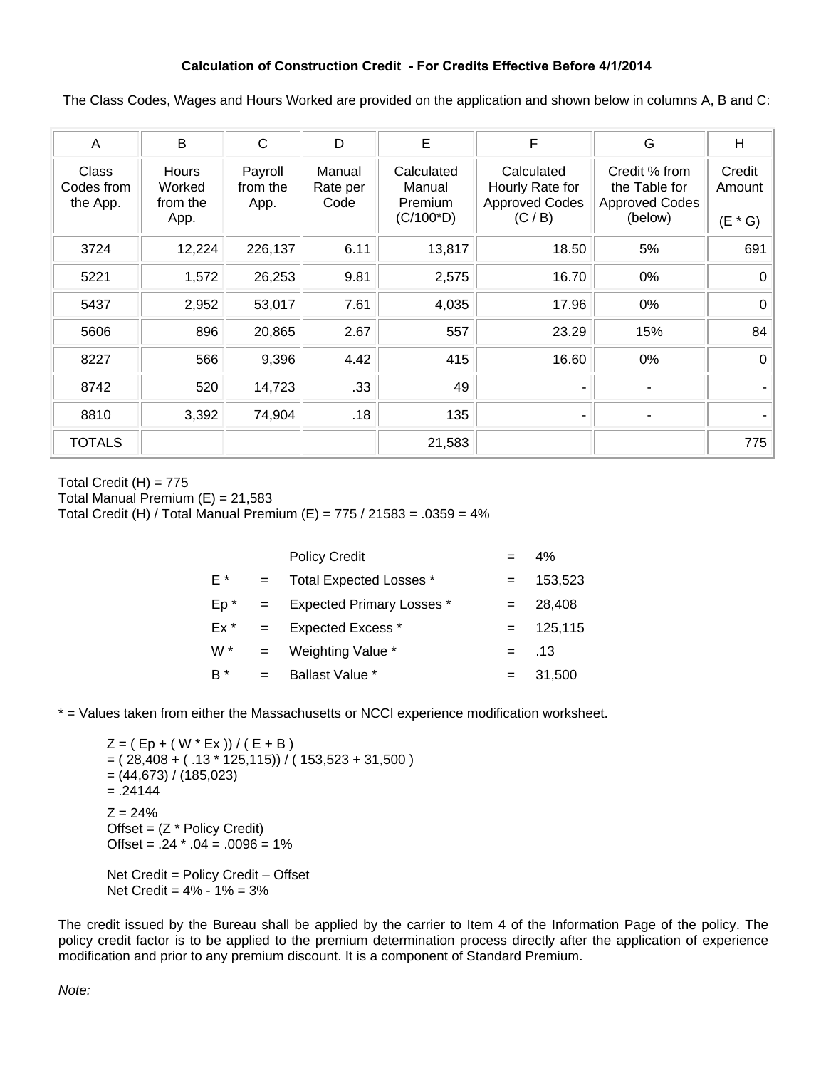### Calculation of Construction Credit - For Credits Effective Before 4/1/2014

The Class Codes, Wages and Hours Worked are provided on the application and shown below in columns A, B and C:

| A | B | C | D | E | F | G | H |
|---|---|---|---|---|---|---|---|
| Class Codes from the App. | Hours Worked from the App. | Payroll from the App. | Manual Rate per Code | Calculated Manual Premium (C/100*D) | Calculated Hourly Rate for Approved Codes (C / B) | Credit % from the Table for Approved Codes (below) | Credit Amount (E * G) |
| 3724 | 12,224 | 226,137 | 6.11 | 13,817 | 18.50 | 5% | 691 |
| 5221 | 1,572 | 26,253 | 9.81 | 2,575 | 16.70 | 0% | 0 |
| 5437 | 2,952 | 53,017 | 7.61 | 4,035 | 17.96 | 0% | 0 |
| 5606 | 896 | 20,865 | 2.67 | 557 | 23.29 | 15% | 84 |
| 8227 | 566 | 9,396 | 4.42 | 415 | 16.60 | 0% | 0 |
| 8742 | 520 | 14,723 | .33 | 49 | - | - | - |
| 8810 | 3,392 | 74,904 | .18 | 135 | - | - | - |
| TOTALS | | | | 21,583 | | | 775 |

Total Credit (H) = 775
Total Manual Premium (E) = 21,583
Total Credit (H) / Total Manual Premium (E) = 775 / 21583 = .0359 = 4%

| | | | | |
|---|---|---|---|---|
| | | Policy Credit | = | 4% |
| E * | = | Total Expected Losses * | = | 153,523 |
| Ep * | = | Expected Primary Losses * | = | 28,408 |
| Ex * | = | Expected Excess * | = | 125,115 |
| W * | = | Weighting Value * | = | .13 |
| B * | = | Ballast Value * | = | 31,500 |

* = Values taken from either the Massachusetts or NCCI experience modification worksheet.

$Z = ( Ep + ( W * Ex )) / ( E + B )$
$= ( 28{,}408 + ( .13 * 125{,}115)) / ( 153{,}523 + 31{,}500 )$
$= (44{,}673) / (185{,}023)$
$= .24144$

Z = 24%
Offset = (Z * Policy Credit)
Offset = .24 * .04 = .0096 = 1%

Net Credit = Policy Credit – Offset
Net Credit = 4% - 1% = 3%

The credit issued by the Bureau shall be applied by the carrier to Item 4 of the Information Page of the policy. The policy credit factor is to be applied to the premium determination process directly after the application of experience modification and prior to any premium discount. It is a component of Standard Premium.

*Note:*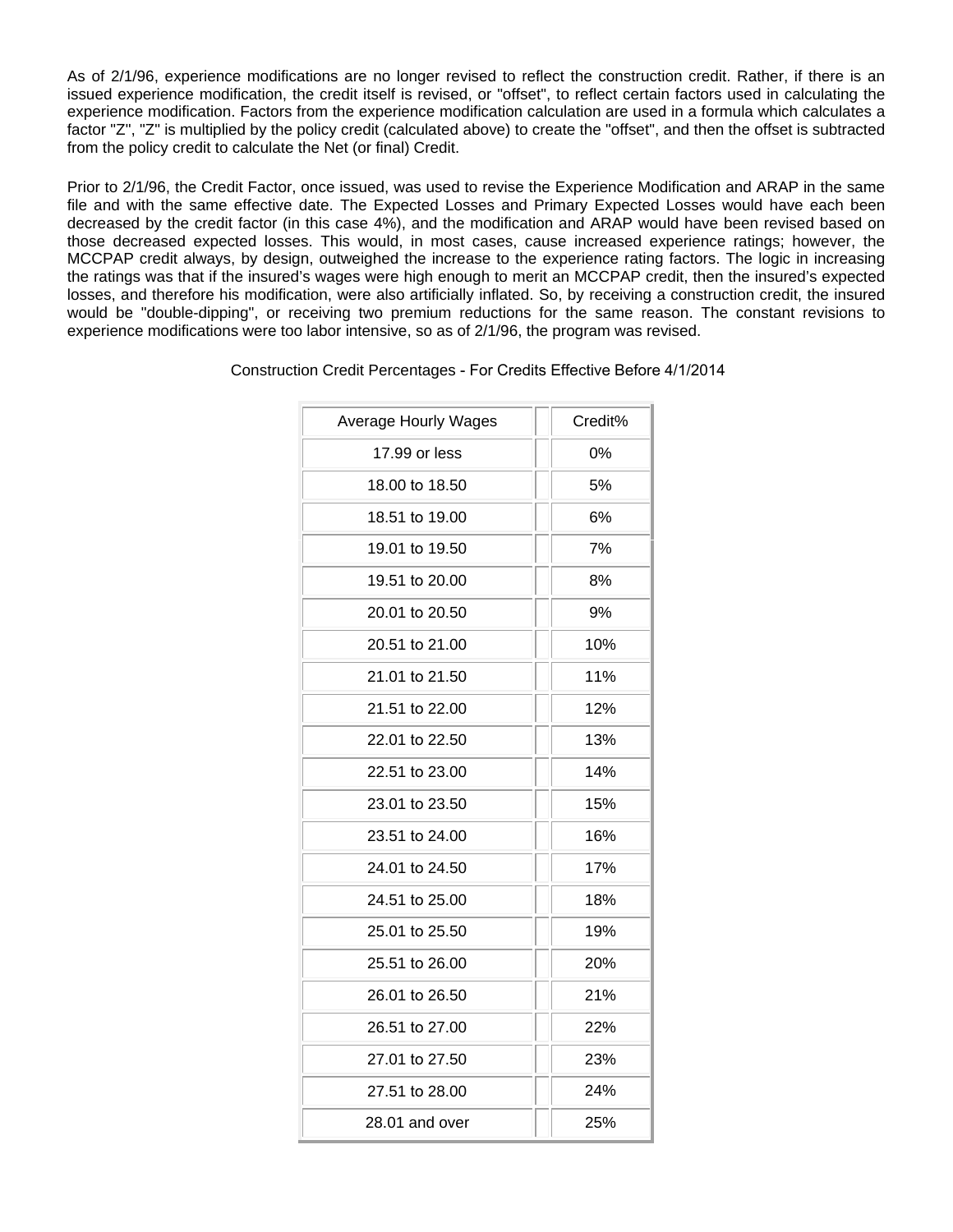As of 2/1/96, experience modifications are no longer revised to reflect the construction credit. Rather, if there is an issued experience modification, the credit itself is revised, or "offset", to reflect certain factors used in calculating the experience modification. Factors from the experience modification calculation are used in a formula which calculates a factor "Z", "Z" is multiplied by the policy credit (calculated above) to create the "offset", and then the offset is subtracted from the policy credit to calculate the Net (or final) Credit.

Prior to 2/1/96, the Credit Factor, once issued, was used to revise the Experience Modification and ARAP in the same file and with the same effective date. The Expected Losses and Primary Expected Losses would have each been decreased by the credit factor (in this case 4%), and the modification and ARAP would have been revised based on those decreased expected losses. This would, in most cases, cause increased experience ratings; however, the MCCPAP credit always, by design, outweighed the increase to the experience rating factors. The logic in increasing the ratings was that if the insured's wages were high enough to merit an MCCPAP credit, then the insured's expected losses, and therefore his modification, were also artificially inflated. So, by receiving a construction credit, the insured would be "double-dipping", or receiving two premium reductions for the same reason. The constant revisions to experience modifications were too labor intensive, so as of 2/1/96, the program was revised.

Construction Credit Percentages - For Credits Effective Before 4/1/2014

| Average Hourly Wages | Credit% |
|---|---|
| 17.99 or less | 0% |
| 18.00 to 18.50 | 5% |
| 18.51 to 19.00 | 6% |
| 19.01 to 19.50 | 7% |
| 19.51 to 20.00 | 8% |
| 20.01 to 20.50 | 9% |
| 20.51 to 21.00 | 10% |
| 21.01 to 21.50 | 11% |
| 21.51 to 22.00 | 12% |
| 22.01 to 22.50 | 13% |
| 22.51 to 23.00 | 14% |
| 23.01 to 23.50 | 15% |
| 23.51 to 24.00 | 16% |
| 24.01 to 24.50 | 17% |
| 24.51 to 25.00 | 18% |
| 25.01 to 25.50 | 19% |
| 25.51 to 26.00 | 20% |
| 26.01 to 26.50 | 21% |
| 26.51 to 27.00 | 22% |
| 27.01 to 27.50 | 23% |
| 27.51 to 28.00 | 24% |
| 28.01 and over | 25% |